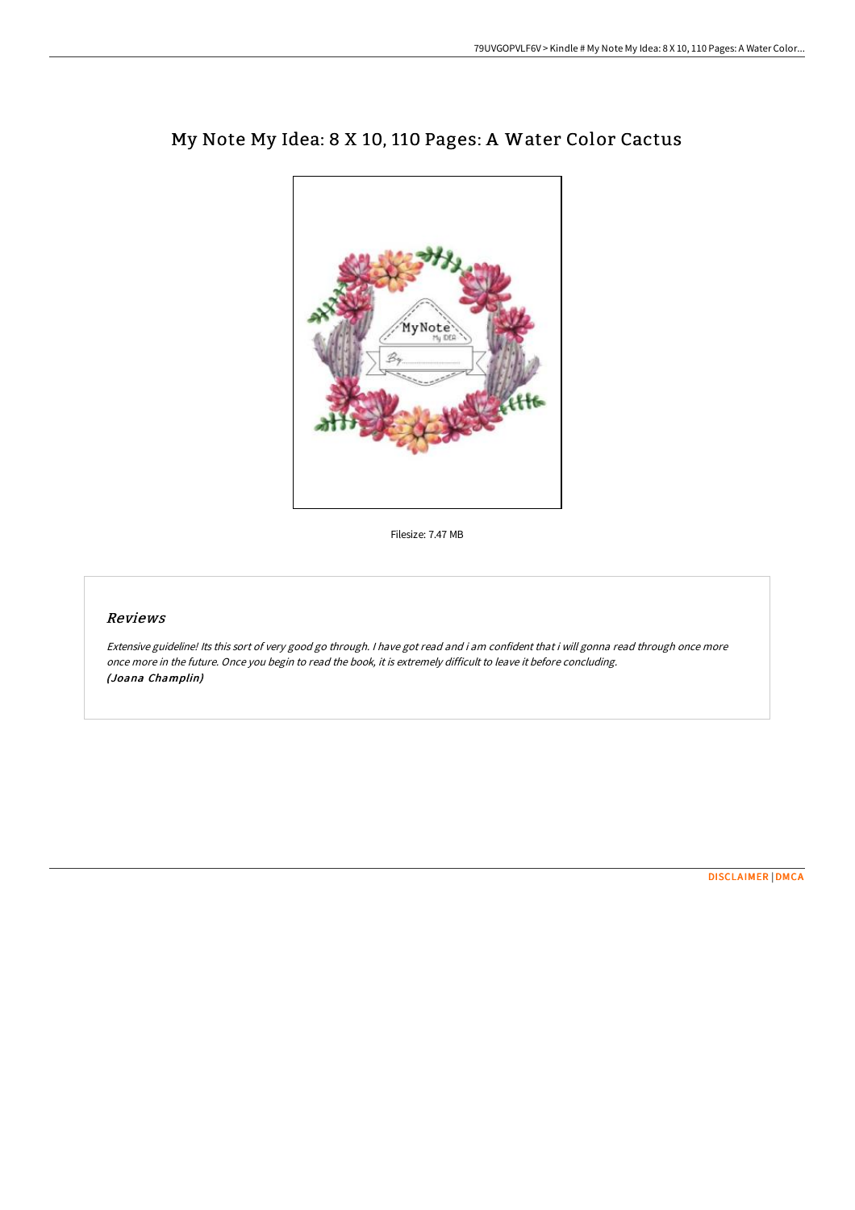# My Note My Idea: 8 X 10, 110 Pages: A Water Color Cactus

Filesize: 7.47 MB

## Reviews

*Extensive guideline! Its this sort of very good go through. I have got read and i am confident that i will gonna read through once more once more in the future. Once you begin to read the book, it is extremely difficult to leave it before concluding.*
***(Joana Champlin)***

DISCLAIMER | DMCA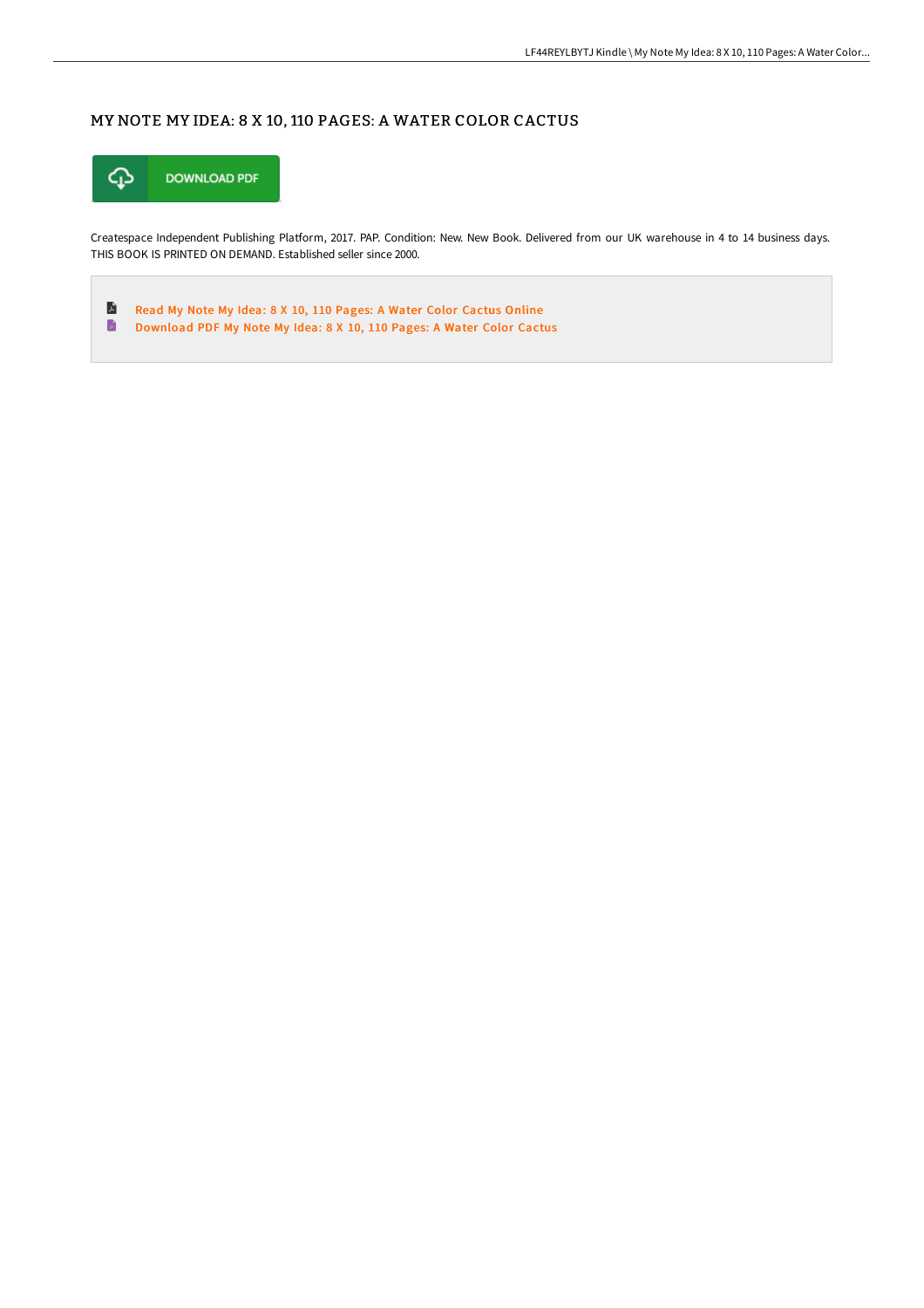# MY NOTE MY IDEA: 8 X 10, 110 PAGES: A WATER COLOR CACTUS

DOWNLOAD PDF

Createspace Independent Publishing Platform, 2017. PAP. Condition: New. New Book. Delivered from our UK warehouse in 4 to 14 business days. THIS BOOK IS PRINTED ON DEMAND. Established seller since 2000.

- Read My Note My Idea: 8 X 10, 110 Pages: A Water Color Cactus Online
- Download PDF My Note My Idea: 8 X 10, 110 Pages: A Water Color Cactus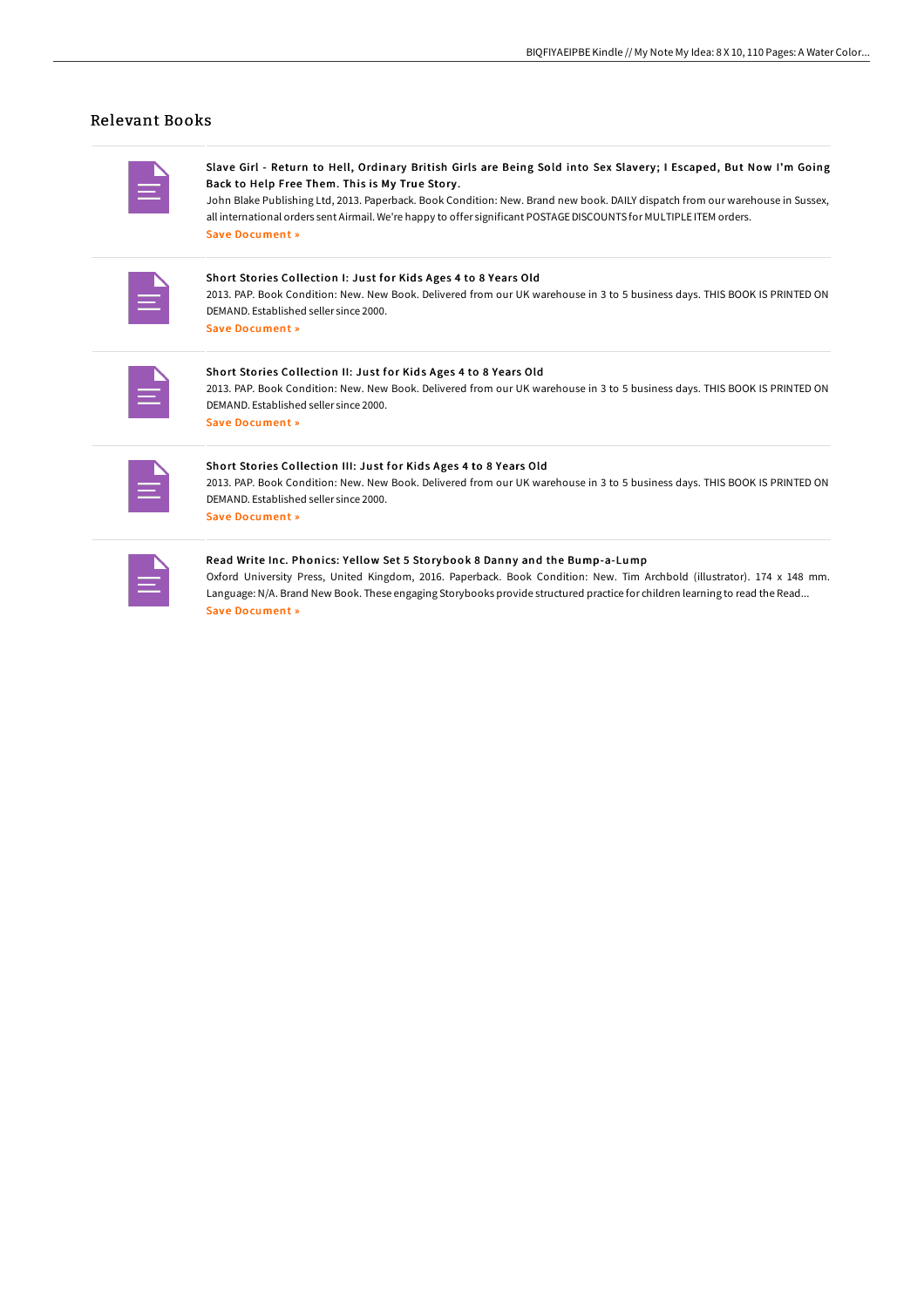## Relevant Books

**Slave Girl - Return to Hell, Ordinary British Girls are Being Sold into Sex Slavery; I Escaped, But Now I'm Going Back to Help Free Them. This is My True Story.**

John Blake Publishing Ltd, 2013. Paperback. Book Condition: New. Brand new book. DAILY dispatch from our warehouse in Sussex, all international orders sent Airmail. We're happy to offer significant POSTAGE DISCOUNTS for MULTIPLE ITEM orders.

Save Document »

**Short Stories Collection I: Just for Kids Ages 4 to 8 Years Old**

2013. PAP. Book Condition: New. New Book. Delivered from our UK warehouse in 3 to 5 business days. THIS BOOK IS PRINTED ON DEMAND. Established seller since 2000.

Save Document »

**Short Stories Collection II: Just for Kids Ages 4 to 8 Years Old**

2013. PAP. Book Condition: New. New Book. Delivered from our UK warehouse in 3 to 5 business days. THIS BOOK IS PRINTED ON DEMAND. Established seller since 2000.

Save Document »

**Short Stories Collection III: Just for Kids Ages 4 to 8 Years Old**

2013. PAP. Book Condition: New. New Book. Delivered from our UK warehouse in 3 to 5 business days. THIS BOOK IS PRINTED ON DEMAND. Established seller since 2000.

Save Document »

**Read Write Inc. Phonics: Yellow Set 5 Storybook 8 Danny and the Bump-a-Lump**

Oxford University Press, United Kingdom, 2016. Paperback. Book Condition: New. Tim Archbold (illustrator). 174 x 148 mm. Language: N/A. Brand New Book. These engaging Storybooks provide structured practice for children learning to read the Read...

Save Document »